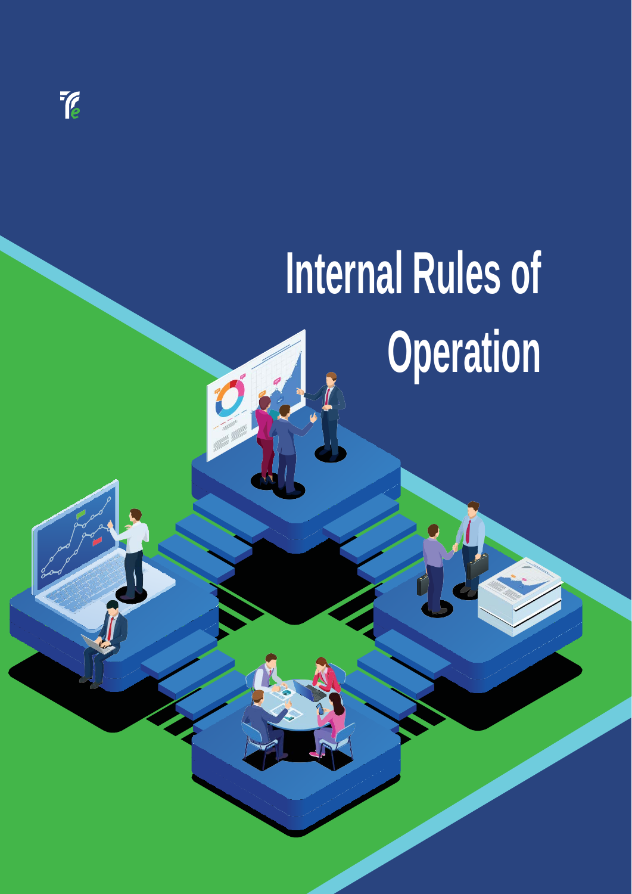# Internal Rules of Operation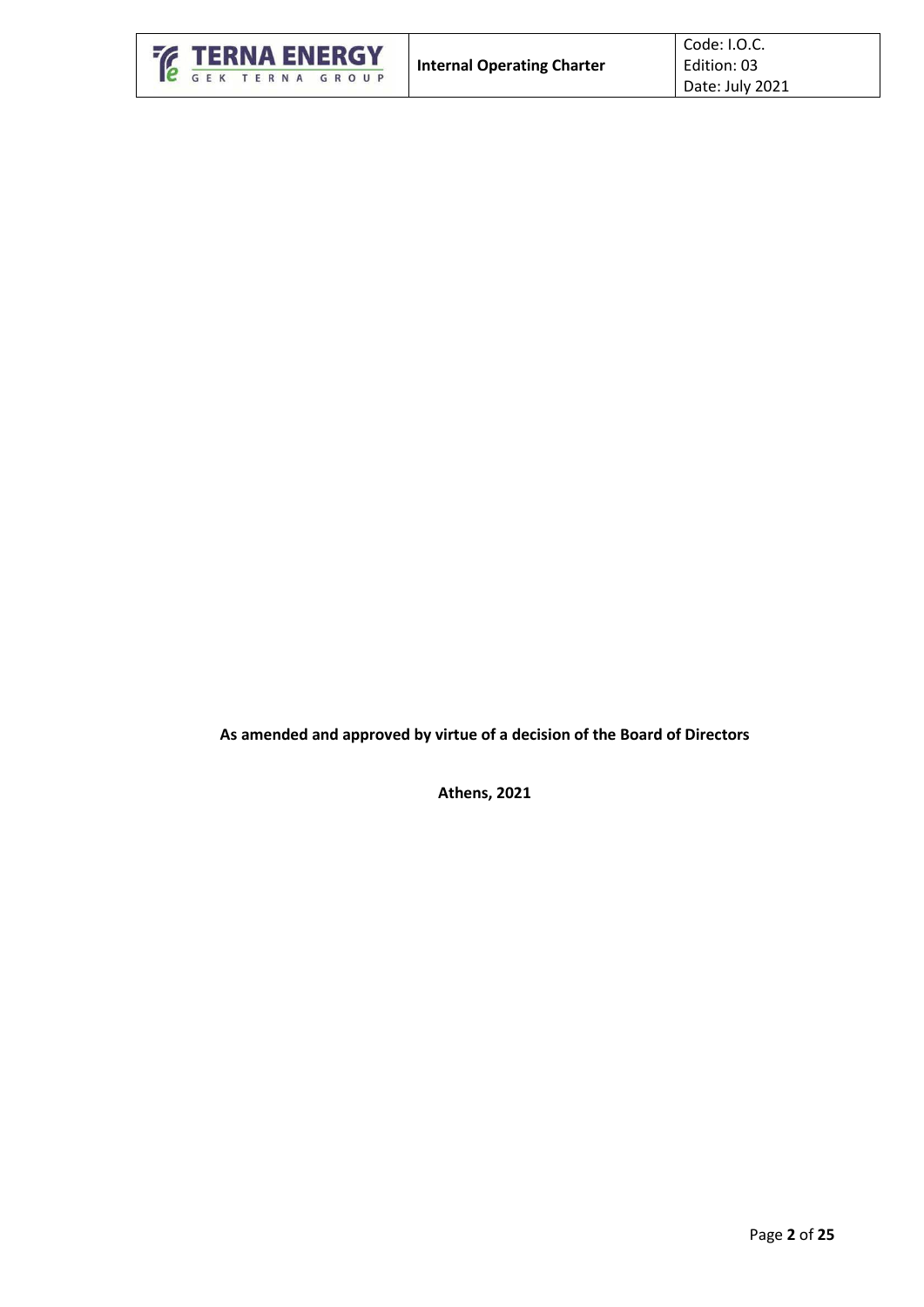**As amended and approved by virtue of a decision of the Board of Directors**

**Athens, 2021**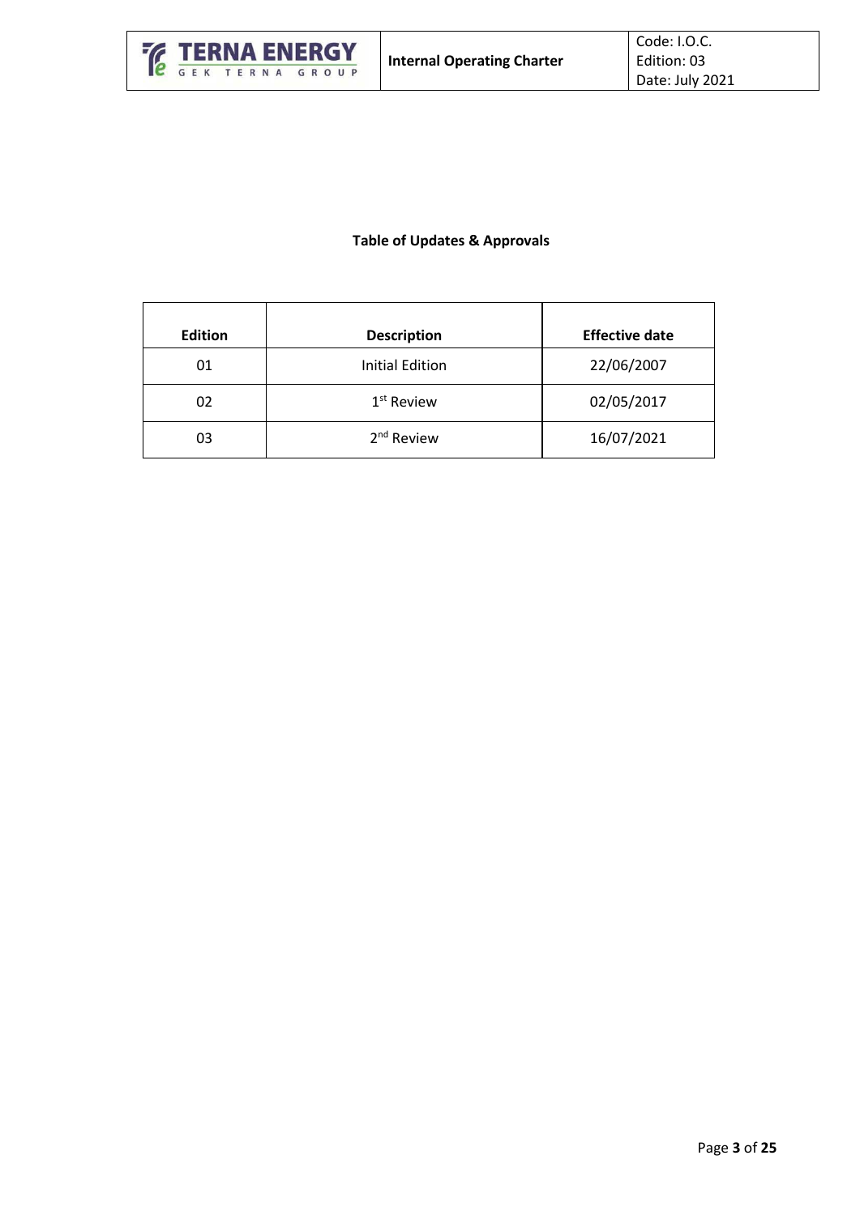**Table of Updates & Approvals**

| Edition | Description | Effective date |
| --- | --- | --- |
| 01 | Initial Edition | 22/06/2007 |
| 02 | 1st Review | 02/05/2017 |
| 03 | 2nd Review | 16/07/2021 |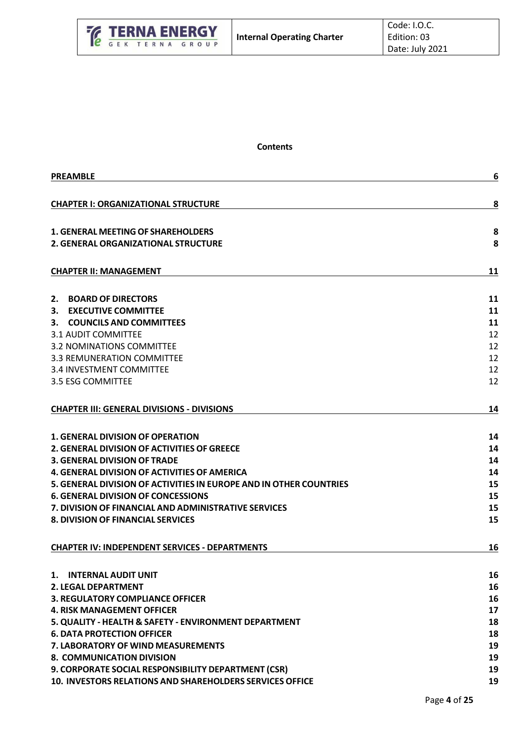**Contents**

| | |
|---|---|
| **PREAMBLE** | **6** |
| **CHAPTER I: ORGANIZATIONAL STRUCTURE** | **8** |
| **1. GENERAL MEETING OF SHAREHOLDERS** | **8** |
| **2. GENERAL ORGANIZATIONAL STRUCTURE** | **8** |
| **CHAPTER II: MANAGEMENT** | **11** |
| **2. BOARD OF DIRECTORS** | **11** |
| **3. EXECUTIVE COMMITTEE** | **11** |
| **3. COUNCILS AND COMMITTEES** | **11** |
| 3.1 AUDIT COMMITTEE | 12 |
| 3.2 NOMINATIONS COMMITTEE | 12 |
| 3.3 REMUNERATION COMMITTEE | 12 |
| 3.4 INVESTMENT COMMITTEE | 12 |
| 3.5 ESG COMMITTEE | 12 |
| **CHAPTER III: GENERAL DIVISIONS - DIVISIONS** | **14** |
| **1. GENERAL DIVISION OF OPERATION** | **14** |
| **2. GENERAL DIVISION OF ACTIVITIES OF GREECE** | **14** |
| **3. GENERAL DIVISION OF TRADE** | **14** |
| **4. GENERAL DIVISION OF ACTIVITIES OF AMERICA** | **14** |
| **5. GENERAL DIVISION OF ACTIVITIES IN EUROPE AND IN OTHER COUNTRIES** | **15** |
| **6. GENERAL DIVISION OF CONCESSIONS** | **15** |
| **7. DIVISION OF FINANCIAL AND ADMINISTRATIVE SERVICES** | **15** |
| **8. DIVISION OF FINANCIAL SERVICES** | **15** |
| **CHAPTER IV: INDEPENDENT SERVICES - DEPARTMENTS** | **16** |
| **1. INTERNAL AUDIT UNIT** | **16** |
| **2. LEGAL DEPARTMENT** | **16** |
| **3. REGULATORY COMPLIANCE OFFICER** | **16** |
| **4. RISK MANAGEMENT OFFICER** | **17** |
| **5. QUALITY - HEALTH & SAFETY - ENVIRONMENT DEPARTMENT** | **18** |
| **6. DATA PROTECTION OFFICER** | **18** |
| **7. LABORATORY OF WIND MEASUREMENTS** | **19** |
| **8. COMMUNICATION DIVISION** | **19** |
| **9. CORPORATE SOCIAL RESPONSIBILITY DEPARTMENT (CSR)** | **19** |
| **10. INVESTORS RELATIONS AND SHAREHOLDERS SERVICES OFFICE** | **19** |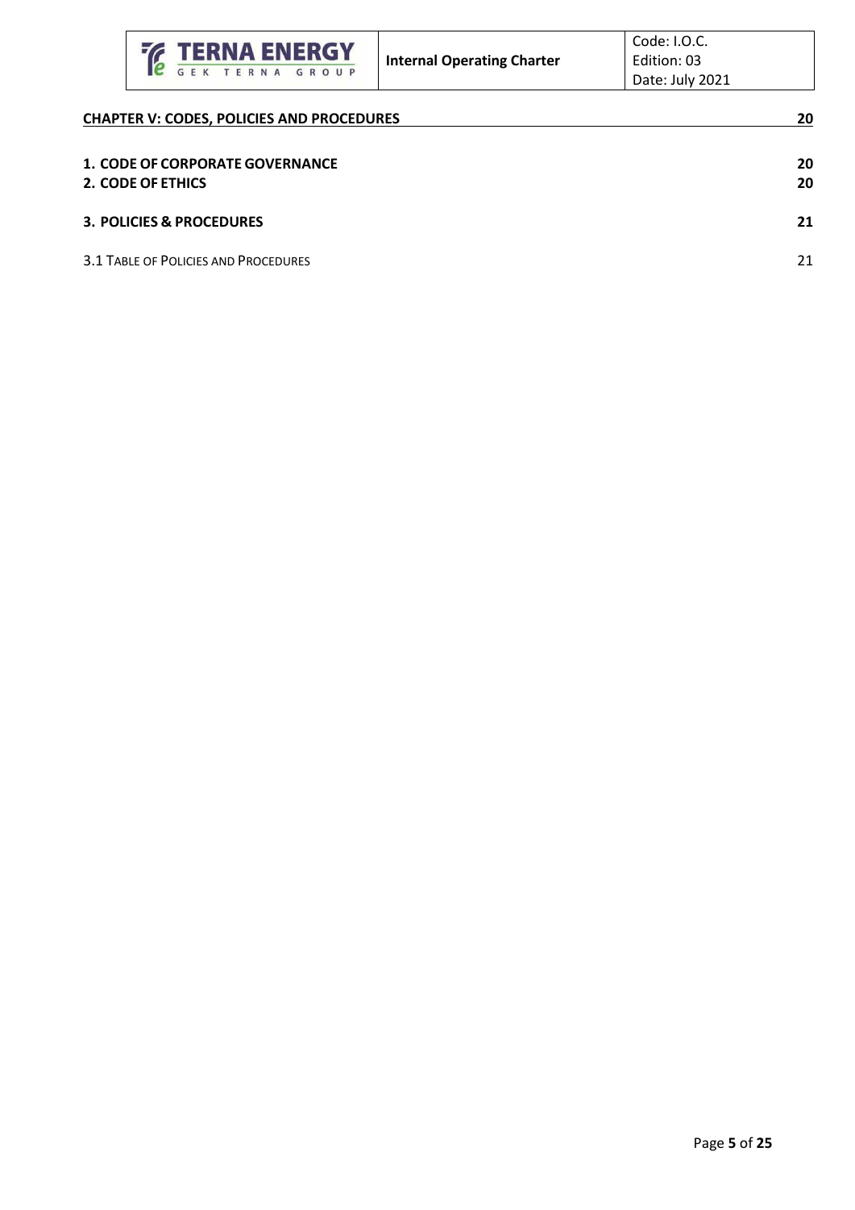**CHAPTER V: CODES, POLICIES AND PROCEDURES** 20

**1. CODE OF CORPORATE GOVERNANCE** 20
**2. CODE OF ETHICS** 20

**3. POLICIES & PROCEDURES** 21

3.1 TABLE OF POLICIES AND PROCEDURES 21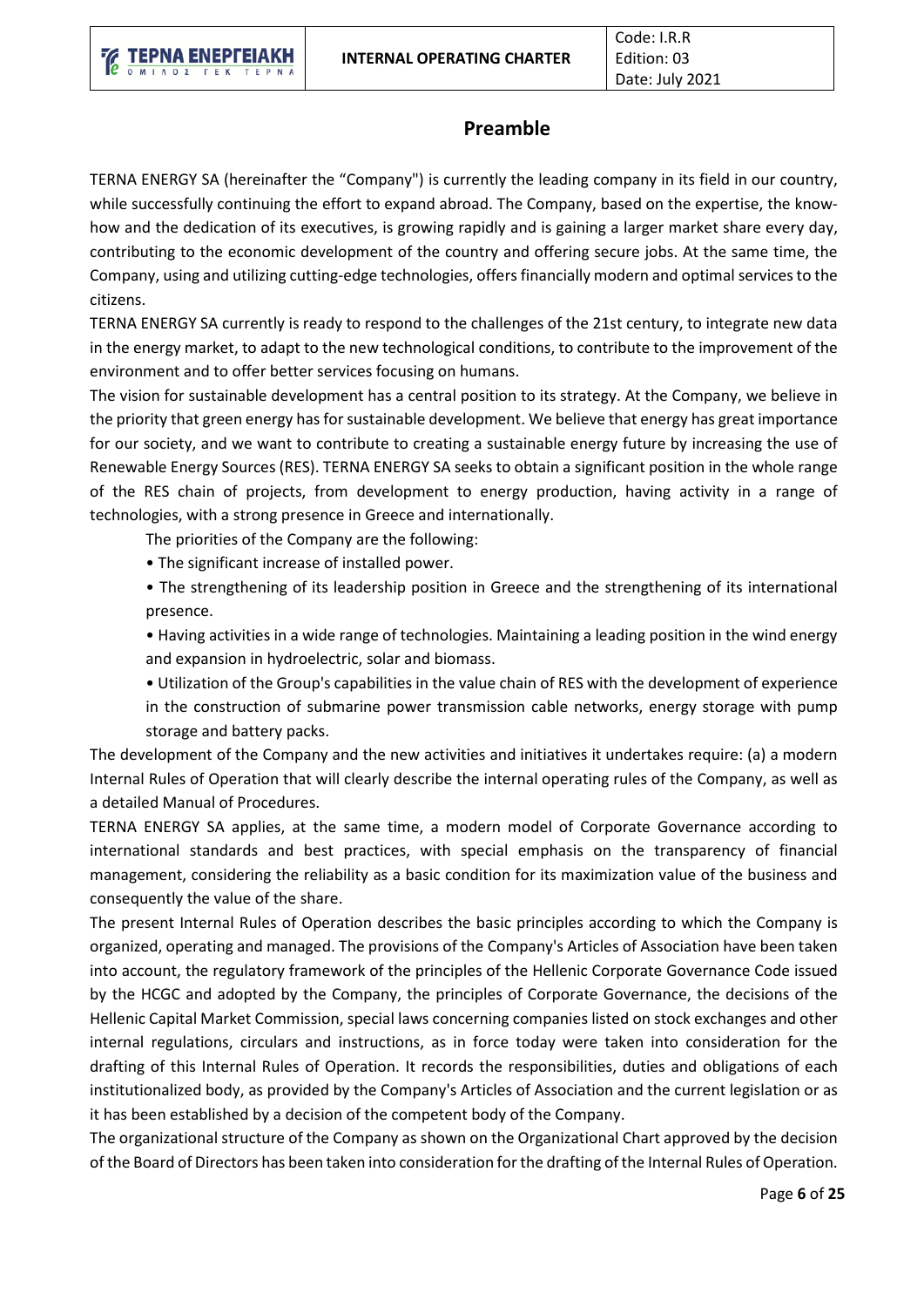## Preamble

TERNA ENERGY SA (hereinafter the "Company") is currently the leading company in its field in our country, while successfully continuing the effort to expand abroad. The Company, based on the expertise, the know-how and the dedication of its executives, is growing rapidly and is gaining a larger market share every day, contributing to the economic development of the country and offering secure jobs. At the same time, the Company, using and utilizing cutting-edge technologies, offers financially modern and optimal services to the citizens.

TERNA ENERGY SA currently is ready to respond to the challenges of the 21st century, to integrate new data in the energy market, to adapt to the new technological conditions, to contribute to the improvement of the environment and to offer better services focusing on humans.

The vision for sustainable development has a central position to its strategy. At the Company, we believe in the priority that green energy has for sustainable development. We believe that energy has great importance for our society, and we want to contribute to creating a sustainable energy future by increasing the use of Renewable Energy Sources (RES). TERNA ENERGY SA seeks to obtain a significant position in the whole range of the RES chain of projects, from development to energy production, having activity in a range of technologies, with a strong presence in Greece and internationally.

The priorities of the Company are the following:

- The significant increase of installed power.
- The strengthening of its leadership position in Greece and the strengthening of its international presence.
- Having activities in a wide range of technologies. Maintaining a leading position in the wind energy and expansion in hydroelectric, solar and biomass.
- Utilization of the Group's capabilities in the value chain of RES with the development of experience in the construction of submarine power transmission cable networks, energy storage with pump storage and battery packs.

The development of the Company and the new activities and initiatives it undertakes require: (a) a modern Internal Rules of Operation that will clearly describe the internal operating rules of the Company, as well as a detailed Manual of Procedures.

TERNA ENERGY SA applies, at the same time, a modern model of Corporate Governance according to international standards and best practices, with special emphasis on the transparency of financial management, considering the reliability as a basic condition for its maximization value of the business and consequently the value of the share.

The present Internal Rules of Operation describes the basic principles according to which the Company is organized, operating and managed. The provisions of the Company's Articles of Association have been taken into account, the regulatory framework of the principles of the Hellenic Corporate Governance Code issued by the HCGC and adopted by the Company, the principles of Corporate Governance, the decisions of the Hellenic Capital Market Commission, special laws concerning companies listed on stock exchanges and other internal regulations, circulars and instructions, as in force today were taken into consideration for the drafting of this Internal Rules of Operation. It records the responsibilities, duties and obligations of each institutionalized body, as provided by the Company's Articles of Association and the current legislation or as it has been established by a decision of the competent body of the Company.

The organizational structure of the Company as shown on the Organizational Chart approved by the decision of the Board of Directors has been taken into consideration for the drafting of the Internal Rules of Operation.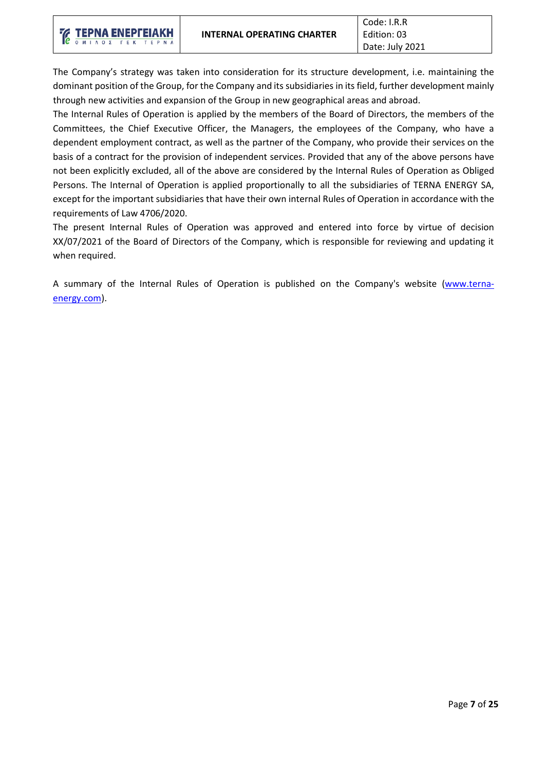The Company's strategy was taken into consideration for its structure development, i.e. maintaining the dominant position of the Group, for the Company and its subsidiaries in its field, further development mainly through new activities and expansion of the Group in new geographical areas and abroad.

The Internal Rules of Operation is applied by the members of the Board of Directors, the members of the Committees, the Chief Executive Officer, the Managers, the employees of the Company, who have a dependent employment contract, as well as the partner of the Company, who provide their services on the basis of a contract for the provision of independent services. Provided that any of the above persons have not been explicitly excluded, all of the above are considered by the Internal Rules of Operation as Obliged Persons. The Internal of Operation is applied proportionally to all the subsidiaries of TERNA ENERGY SA, except for the important subsidiaries that have their own internal Rules of Operation in accordance with the requirements of Law 4706/2020.

The present Internal Rules of Operation was approved and entered into force by virtue of decision XX/07/2021 of the Board of Directors of the Company, which is responsible for reviewing and updating it when required.

A summary of the Internal Rules of Operation is published on the Company's website (www.terna-energy.com).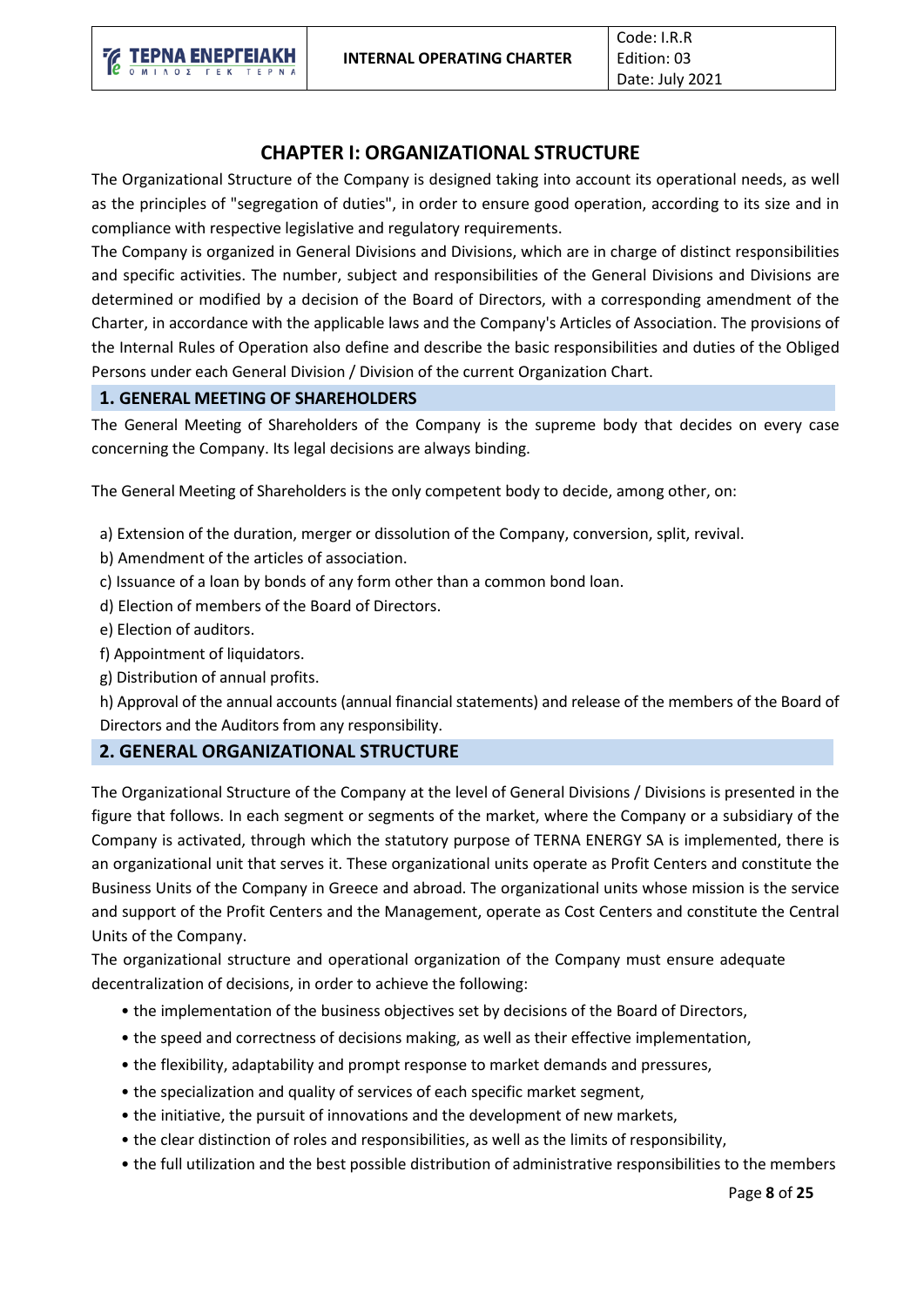# CHAPTER I: ORGANIZATIONAL STRUCTURE

The Organizational Structure of the Company is designed taking into account its operational needs, as well as the principles of "segregation of duties", in order to ensure good operation, according to its size and in compliance with respective legislative and regulatory requirements.

The Company is organized in General Divisions and Divisions, which are in charge of distinct responsibilities and specific activities. The number, subject and responsibilities of the General Divisions and Divisions are determined or modified by a decision of the Board of Directors, with a corresponding amendment of the Charter, in accordance with the applicable laws and the Company's Articles of Association. The provisions of the Internal Rules of Operation also define and describe the basic responsibilities and duties of the Obliged Persons under each General Division / Division of the current Organization Chart.

## 1. GENERAL MEETING OF SHAREHOLDERS

The General Meeting of Shareholders of the Company is the supreme body that decides on every case concerning the Company. Its legal decisions are always binding.

The General Meeting of Shareholders is the only competent body to decide, among other, on:

a) Extension of the duration, merger or dissolution of the Company, conversion, split, revival.
b) Amendment of the articles of association.
c) Issuance of a loan by bonds of any form other than a common bond loan.
d) Election of members of the Board of Directors.
e) Election of auditors.
f) Appointment of liquidators.
g) Distribution of annual profits.
h) Approval of the annual accounts (annual financial statements) and release of the members of the Board of Directors and the Auditors from any responsibility.

## 2. GENERAL ORGANIZATIONAL STRUCTURE

The Organizational Structure of the Company at the level of General Divisions / Divisions is presented in the figure that follows. In each segment or segments of the market, where the Company or a subsidiary of the Company is activated, through which the statutory purpose of TERNA ENERGY SA is implemented, there is an organizational unit that serves it. These organizational units operate as Profit Centers and constitute the Business Units of the Company in Greece and abroad. The organizational units whose mission is the service and support of the Profit Centers and the Management, operate as Cost Centers and constitute the Central Units of the Company.

The organizational structure and operational organization of the Company must ensure adequate decentralization of decisions, in order to achieve the following:

- the implementation of the business objectives set by decisions of the Board of Directors,
- the speed and correctness of decisions making, as well as their effective implementation,
- the flexibility, adaptability and prompt response to market demands and pressures,
- the specialization and quality of services of each specific market segment,
- the initiative, the pursuit of innovations and the development of new markets,
- the clear distinction of roles and responsibilities, as well as the limits of responsibility,
- the full utilization and the best possible distribution of administrative responsibilities to the members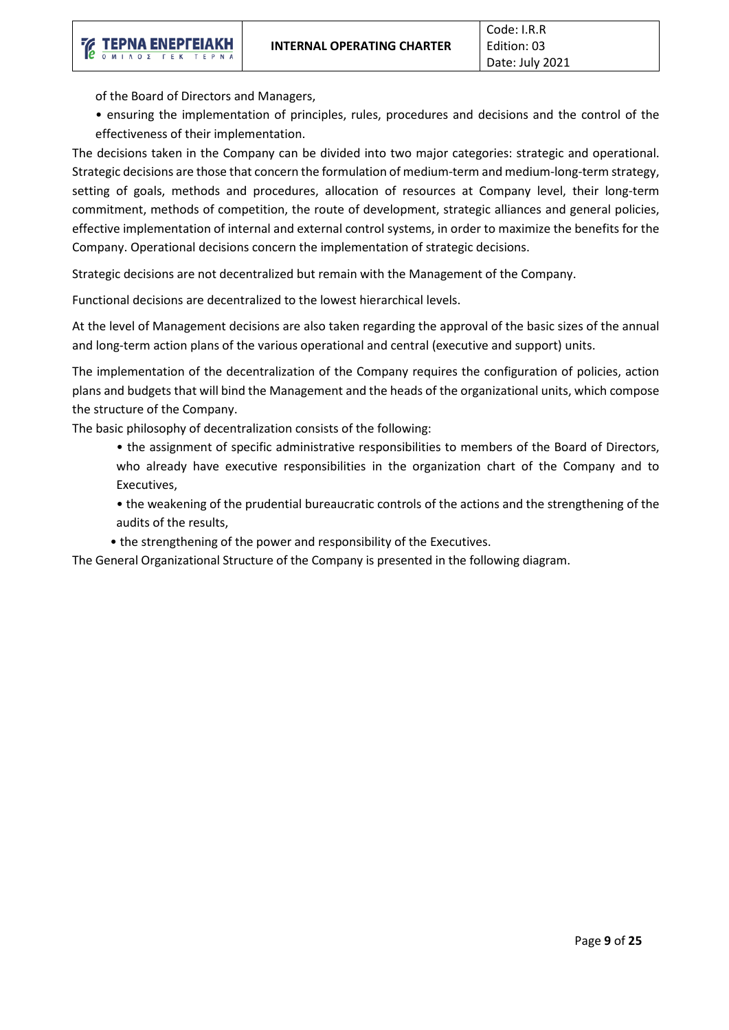of the Board of Directors and Managers,

- ensuring the implementation of principles, rules, procedures and decisions and the control of the effectiveness of their implementation.

The decisions taken in the Company can be divided into two major categories: strategic and operational. Strategic decisions are those that concern the formulation of medium-term and medium-long-term strategy, setting of goals, methods and procedures, allocation of resources at Company level, their long-term commitment, methods of competition, the route of development, strategic alliances and general policies, effective implementation of internal and external control systems, in order to maximize the benefits for the Company. Operational decisions concern the implementation of strategic decisions.

Strategic decisions are not decentralized but remain with the Management of the Company.

Functional decisions are decentralized to the lowest hierarchical levels.

At the level of Management decisions are also taken regarding the approval of the basic sizes of the annual and long-term action plans of the various operational and central (executive and support) units.

The implementation of the decentralization of the Company requires the configuration of policies, action plans and budgets that will bind the Management and the heads of the organizational units, which compose the structure of the Company.

The basic philosophy of decentralization consists of the following:

- the assignment of specific administrative responsibilities to members of the Board of Directors, who already have executive responsibilities in the organization chart of the Company and to Executives,
- the weakening of the prudential bureaucratic controls of the actions and the strengthening of the audits of the results,
- the strengthening of the power and responsibility of the Executives.

The General Organizational Structure of the Company is presented in the following diagram.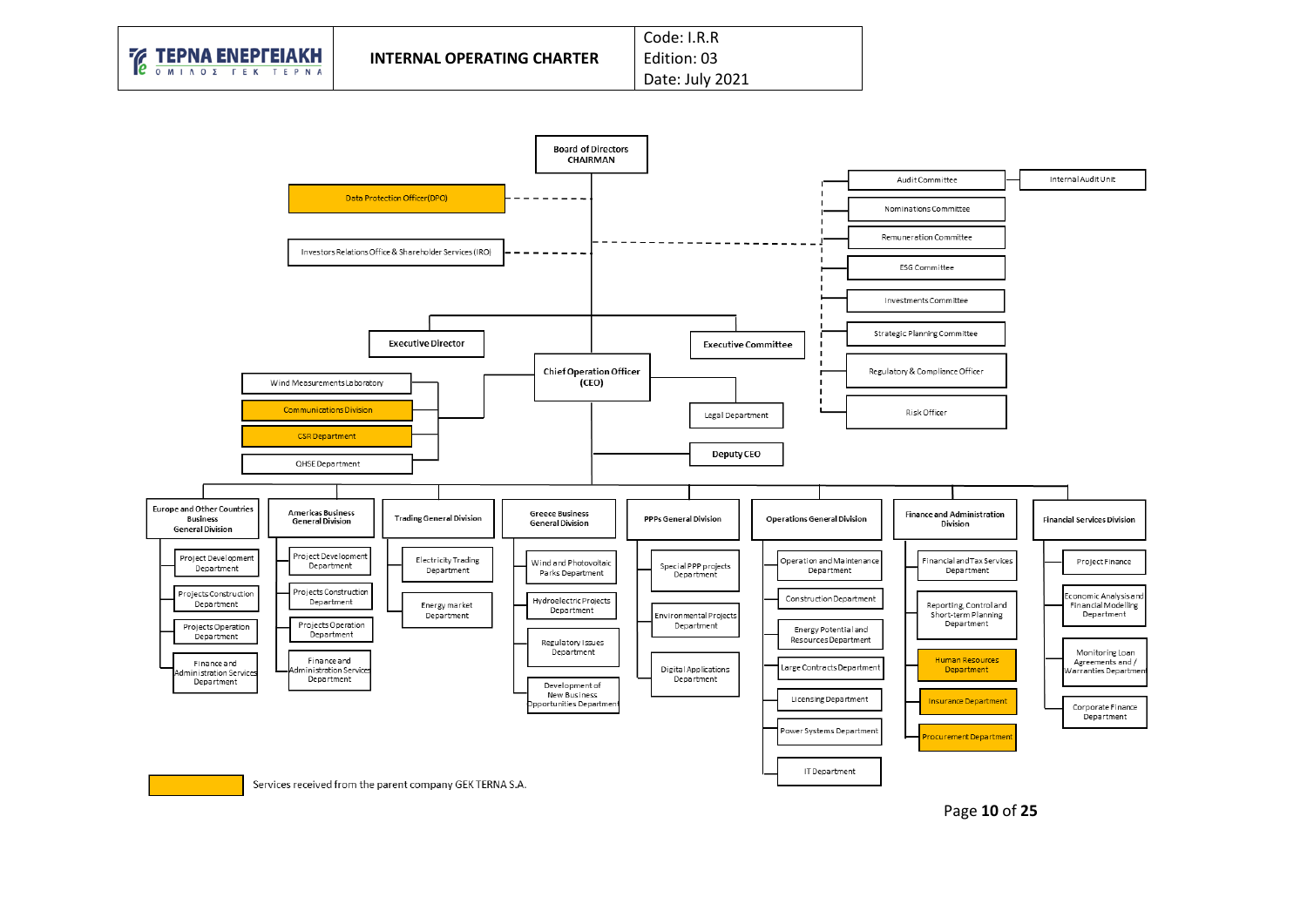Board of Directors
CHAIRMAN

- Data Protection Officer (DPO)
- Investors Relations Office & Shareholder Services (IRO)

Committees:
- Audit Committee — Internal Audit Unit
- Nominations Committee
- Remuneration Committee
- ESG Committee
- Investments Committee
- Strategic Planning Committee
- Regulatory & Compliance Officer
- Risk Officer

- Executive Director
- Executive Committee

Chief Operation Officer (CEO)
- Wind Measurements Laboratory
- Communications Division
- CSR Department
- QHSE Department
- Legal Department
- Deputy CEO

**Europe and Other Countries Business General Division**
- Project Development Department
- Projects Construction Department
- Projects Operation Department
- Finance and Administration Services Department

**Americas Business General Division**
- Project Development Department
- Projects Construction Department
- Projects Operation Department
- Finance and Administration Services Department

**Trading General Division**
- Electricity Trading Department
- Energy market Department

**Greece Business General Division**
- Wind and Photovoltaic Parks Department
- Hydroelectric Projects Department
- Regulatory Issues Department
- Development of New Business Opportunities Department

**PPPs General Division**
- Special PPP projects Department
- Environmental Projects Department
- Digital Applications Department

**Operations General Division**
- Operation and Maintenance Department
- Construction Department
- Energy Potential and Resources Department
- Large Contracts Department
- Licensing Department
- Power Systems Department
- IT Department

**Finance and Administration Division**
- Financial and Tax Services Department
- Reporting, Control and Short-term Planning Department
- Human Resources Department
- Insurance Department
- Procurement Department

**Financial Services Division**
- Project Finance
- Economic Analysis and Financial Modelling Department
- Monitoring Loan Agreements and / Warranties Department
- Corporate Finance Department

Services received from the parent company GEK TERNA S.A. (highlighted: Data Protection Officer (DPO), Communications Division, CSR Department, Human Resources Department, Insurance Department, Procurement Department)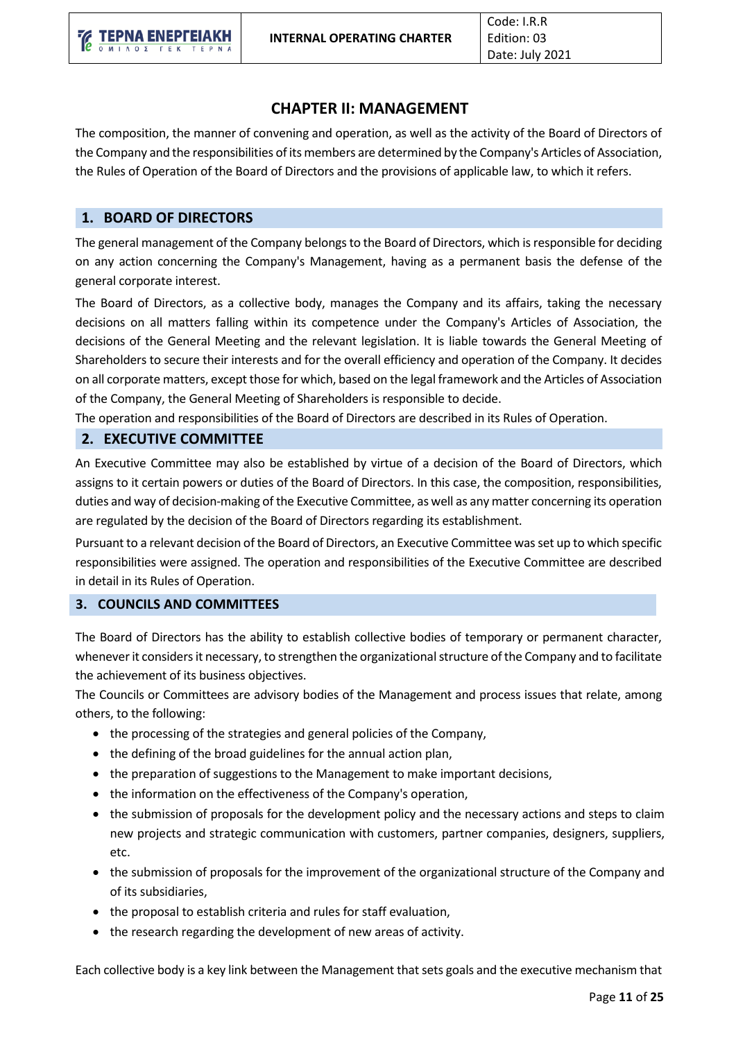# CHAPTER II: MANAGEMENT

The composition, the manner of convening and operation, as well as the activity of the Board of Directors of the Company and the responsibilities of its members are determined by the Company's Articles of Association, the Rules of Operation of the Board of Directors and the provisions of applicable law, to which it refers.

## 1. BOARD OF DIRECTORS

The general management of the Company belongs to the Board of Directors, which is responsible for deciding on any action concerning the Company's Management, having as a permanent basis the defense of the general corporate interest.

The Board of Directors, as a collective body, manages the Company and its affairs, taking the necessary decisions on all matters falling within its competence under the Company's Articles of Association, the decisions of the General Meeting and the relevant legislation. It is liable towards the General Meeting of Shareholders to secure their interests and for the overall efficiency and operation of the Company. It decides on all corporate matters, except those for which, based on the legal framework and the Articles of Association of the Company, the General Meeting of Shareholders is responsible to decide.

The operation and responsibilities of the Board of Directors are described in its Rules of Operation.

## 2. EXECUTIVE COMMITTEE

An Executive Committee may also be established by virtue of a decision of the Board of Directors, which assigns to it certain powers or duties of the Board of Directors. In this case, the composition, responsibilities, duties and way of decision-making of the Executive Committee, as well as any matter concerning its operation are regulated by the decision of the Board of Directors regarding its establishment.

Pursuant to a relevant decision of the Board of Directors, an Executive Committee was set up to which specific responsibilities were assigned. The operation and responsibilities of the Executive Committee are described in detail in its Rules of Operation.

## 3. COUNCILS AND COMMITTEES

The Board of Directors has the ability to establish collective bodies of temporary or permanent character, whenever it considers it necessary, to strengthen the organizational structure of the Company and to facilitate the achievement of its business objectives.

The Councils or Committees are advisory bodies of the Management and process issues that relate, among others, to the following:

- the processing of the strategies and general policies of the Company,
- the defining of the broad guidelines for the annual action plan,
- the preparation of suggestions to the Management to make important decisions,
- the information on the effectiveness of the Company's operation,
- the submission of proposals for the development policy and the necessary actions and steps to claim new projects and strategic communication with customers, partner companies, designers, suppliers, etc.
- the submission of proposals for the improvement of the organizational structure of the Company and of its subsidiaries,
- the proposal to establish criteria and rules for staff evaluation,
- the research regarding the development of new areas of activity.

Each collective body is a key link between the Management that sets goals and the executive mechanism that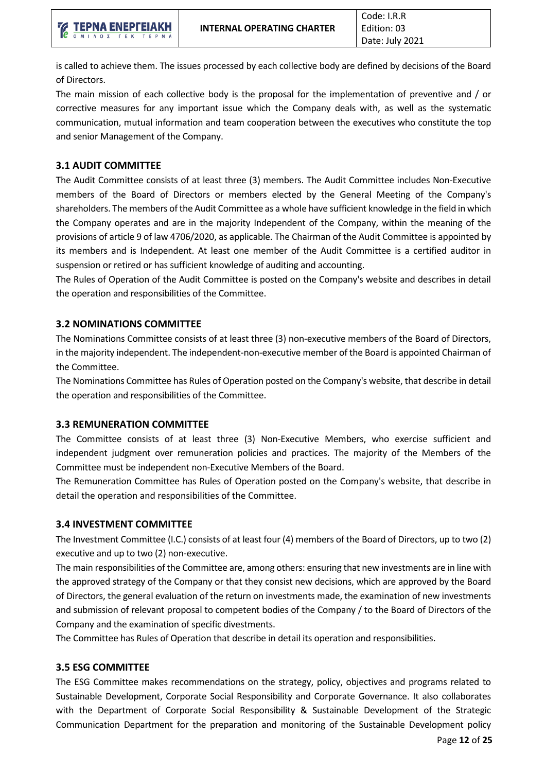is called to achieve them. The issues processed by each collective body are defined by decisions of the Board of Directors.

The main mission of each collective body is the proposal for the implementation of preventive and / or corrective measures for any important issue which the Company deals with, as well as the systematic communication, mutual information and team cooperation between the executives who constitute the top and senior Management of the Company.

### 3.1 AUDIT COMMITTEE

The Audit Committee consists of at least three (3) members. The Audit Committee includes Non-Executive members of the Board of Directors or members elected by the General Meeting of the Company's shareholders. The members of the Audit Committee as a whole have sufficient knowledge in the field in which the Company operates and are in the majority Independent of the Company, within the meaning of the provisions of article 9 of law 4706/2020, as applicable. The Chairman of the Audit Committee is appointed by its members and is Independent. At least one member of the Audit Committee is a certified auditor in suspension or retired or has sufficient knowledge of auditing and accounting.

The Rules of Operation of the Audit Committee is posted on the Company's website and describes in detail the operation and responsibilities of the Committee.

### 3.2 NOMINATIONS COMMITTEE

The Nominations Committee consists of at least three (3) non-executive members of the Board of Directors, in the majority independent. The independent-non-executive member of the Board is appointed Chairman of the Committee.

The Nominations Committee has Rules of Operation posted on the Company's website, that describe in detail the operation and responsibilities of the Committee.

### 3.3 REMUNERATION COMMITTEE

The Committee consists of at least three (3) Non-Executive Members, who exercise sufficient and independent judgment over remuneration policies and practices. The majority of the Members of the Committee must be independent non-Executive Members of the Board.

The Remuneration Committee has Rules of Operation posted on the Company's website, that describe in detail the operation and responsibilities of the Committee.

### 3.4 INVESTMENT COMMITTEE

The Investment Committee (I.C.) consists of at least four (4) members of the Board of Directors, up to two (2) executive and up to two (2) non-executive.

The main responsibilities of the Committee are, among others: ensuring that new investments are in line with the approved strategy of the Company or that they consist new decisions, which are approved by the Board of Directors, the general evaluation of the return on investments made, the examination of new investments and submission of relevant proposal to competent bodies of the Company / to the Board of Directors of the Company and the examination of specific divestments.

The Committee has Rules of Operation that describe in detail its operation and responsibilities.

### 3.5 ESG COMMITTEE

The ESG Committee makes recommendations on the strategy, policy, objectives and programs related to Sustainable Development, Corporate Social Responsibility and Corporate Governance. It also collaborates with the Department of Corporate Social Responsibility & Sustainable Development of the Strategic Communication Department for the preparation and monitoring of the Sustainable Development policy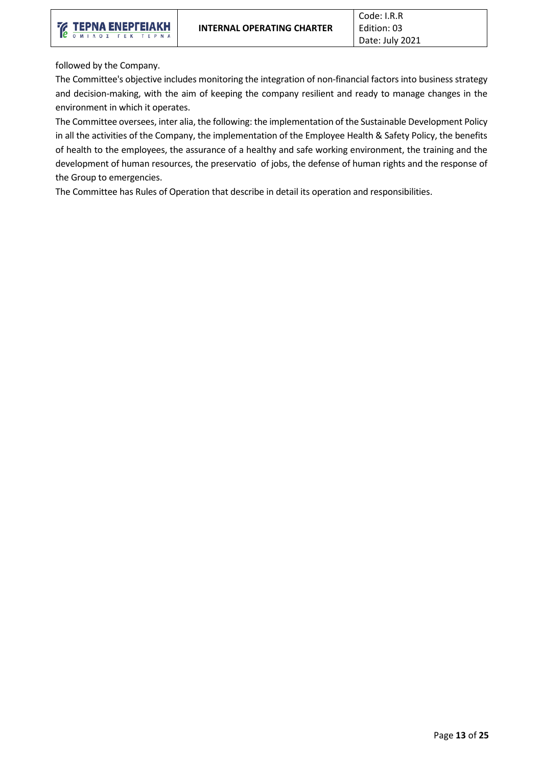followed by the Company.

The Committee's objective includes monitoring the integration of non-financial factors into business strategy and decision-making, with the aim of keeping the company resilient and ready to manage changes in the environment in which it operates.

The Committee oversees, inter alia, the following: the implementation of the Sustainable Development Policy in all the activities of the Company, the implementation of the Employee Health & Safety Policy, the benefits of health to the employees, the assurance of a healthy and safe working environment, the training and the development of human resources, the preservatio of jobs, the defense of human rights and the response of the Group to emergencies.

The Committee has Rules of Operation that describe in detail its operation and responsibilities.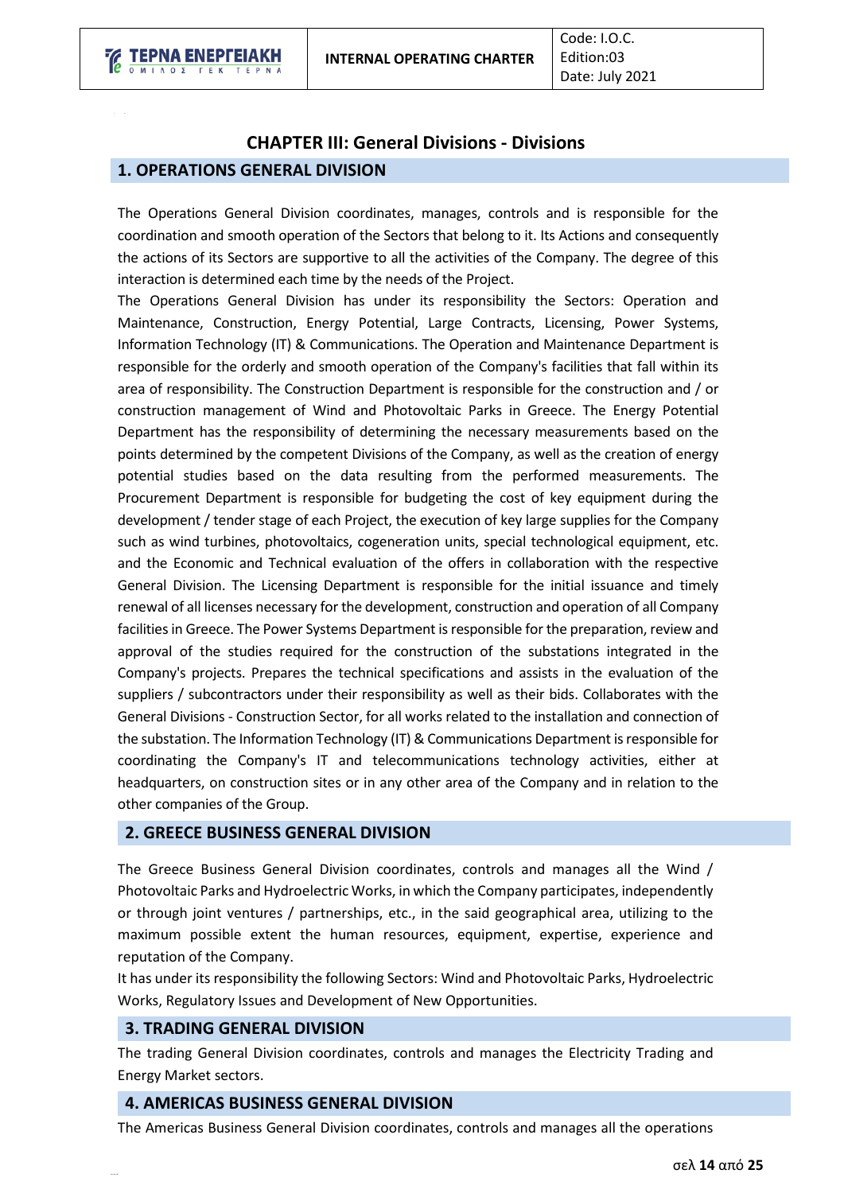## CHAPTER III: General Divisions - Divisions

### 1. OPERATIONS GENERAL DIVISION

The Operations General Division coordinates, manages, controls and is responsible for the coordination and smooth operation of the Sectors that belong to it. Its Actions and consequently the actions of its Sectors are supportive to all the activities of the Company. The degree of this interaction is determined each time by the needs of the Project.

The Operations General Division has under its responsibility the Sectors: Operation and Maintenance, Construction, Energy Potential, Large Contracts, Licensing, Power Systems, Information Technology (IT) & Communications. The Operation and Maintenance Department is responsible for the orderly and smooth operation of the Company's facilities that fall within its area of responsibility. The Construction Department is responsible for the construction and / or construction management of Wind and Photovoltaic Parks in Greece. The Energy Potential Department has the responsibility of determining the necessary measurements based on the points determined by the competent Divisions of the Company, as well as the creation of energy potential studies based on the data resulting from the performed measurements. The Procurement Department is responsible for budgeting the cost of key equipment during the development / tender stage of each Project, the execution of key large supplies for the Company such as wind turbines, photovoltaics, cogeneration units, special technological equipment, etc. and the Economic and Technical evaluation of the offers in collaboration with the respective General Division. The Licensing Department is responsible for the initial issuance and timely renewal of all licenses necessary for the development, construction and operation of all Company facilities in Greece. The Power Systems Department is responsible for the preparation, review and approval of the studies required for the construction of the substations integrated in the Company's projects. Prepares the technical specifications and assists in the evaluation of the suppliers / subcontractors under their responsibility as well as their bids. Collaborates with the General Divisions - Construction Sector, for all works related to the installation and connection of the substation. The Information Technology (IT) & Communications Department is responsible for coordinating the Company's IT and telecommunications technology activities, either at headquarters, on construction sites or in any other area of the Company and in relation to the other companies of the Group.

### 2. GREECE BUSINESS GENERAL DIVISION

The Greece Business General Division coordinates, controls and manages all the Wind / Photovoltaic Parks and Hydroelectric Works, in which the Company participates, independently or through joint ventures / partnerships, etc., in the said geographical area, utilizing to the maximum possible extent the human resources, equipment, expertise, experience and reputation of the Company.

It has under its responsibility the following Sectors: Wind and Photovoltaic Parks, Hydroelectric Works, Regulatory Issues and Development of New Opportunities.

### 3. TRADING GENERAL DIVISION

The trading General Division coordinates, controls and manages the Electricity Trading and Energy Market sectors.

### 4. AMERICAS BUSINESS GENERAL DIVISION

The Americas Business General Division coordinates, controls and manages all the operations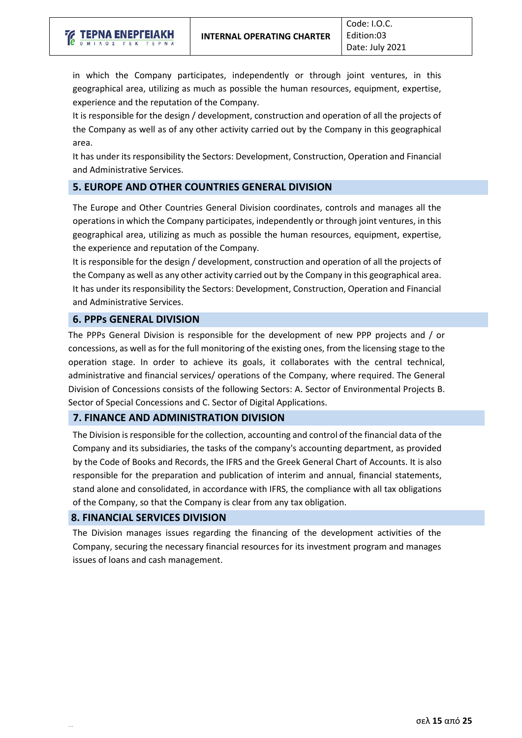in which the Company participates, independently or through joint ventures, in this geographical area, utilizing as much as possible the human resources, equipment, expertise, experience and the reputation of the Company.

It is responsible for the design / development, construction and operation of all the projects of the Company as well as of any other activity carried out by the Company in this geographical area.

It has under its responsibility the Sectors: Development, Construction, Operation and Financial and Administrative Services.

## 5. EUROPE AND OTHER COUNTRIES GENERAL DIVISION

The Europe and Other Countries General Division coordinates, controls and manages all the operations in which the Company participates, independently or through joint ventures, in this geographical area, utilizing as much as possible the human resources, equipment, expertise, the experience and reputation of the Company.

It is responsible for the design / development, construction and operation of all the projects of the Company as well as any other activity carried out by the Company in this geographical area.

It has under its responsibility the Sectors: Development, Construction, Operation and Financial and Administrative Services.

## 6. PPPs GENERAL DIVISION

The PPPs General Division is responsible for the development of new PPP projects and / or concessions, as well as for the full monitoring of the existing ones, from the licensing stage to the operation stage. In order to achieve its goals, it collaborates with the central technical, administrative and financial services/ operations of the Company, where required. The General Division of Concessions consists of the following Sectors: A. Sector of Environmental Projects B. Sector of Special Concessions and C. Sector of Digital Applications.

## 7. FINANCE AND ADMINISTRATION DIVISION

The Division is responsible for the collection, accounting and control of the financial data of the Company and its subsidiaries, the tasks of the company's accounting department, as provided by the Code of Books and Records, the IFRS and the Greek General Chart of Accounts. It is also responsible for the preparation and publication of interim and annual, financial statements, stand alone and consolidated, in accordance with IFRS, the compliance with all tax obligations of the Company, so that the Company is clear from any tax obligation.

## 8. FINANCIAL SERVICES DIVISION

The Division manages issues regarding the financing of the development activities of the Company, securing the necessary financial resources for its investment program and manages issues of loans and cash management.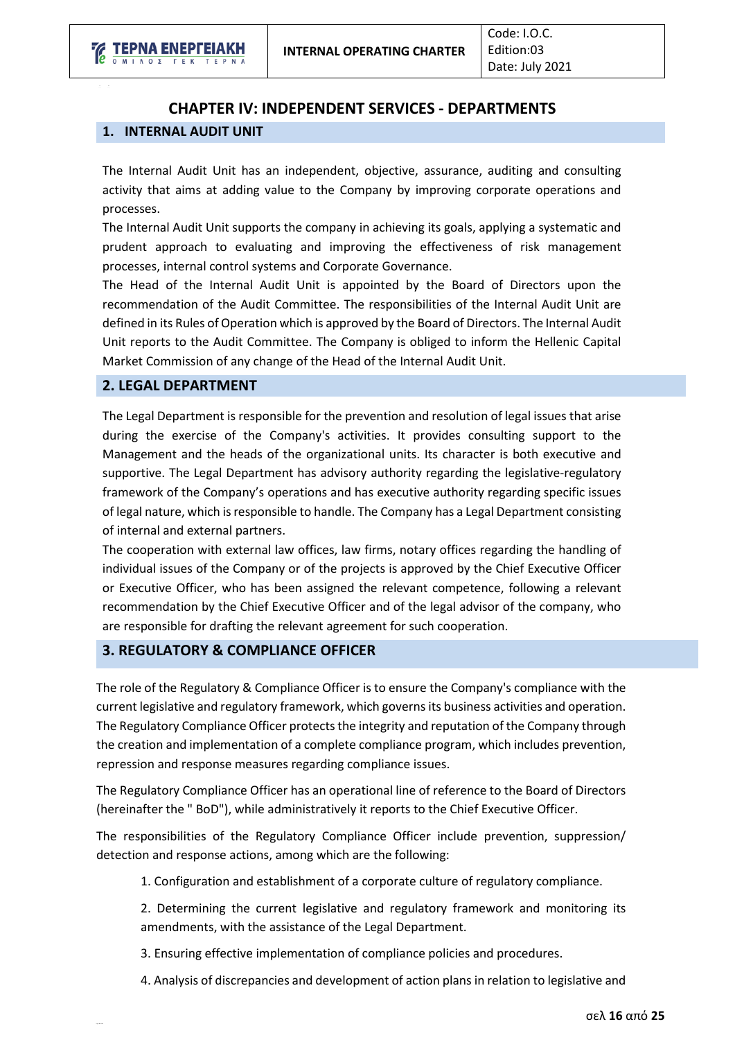# CHAPTER IV: INDEPENDENT SERVICES - DEPARTMENTS

## 1. INTERNAL AUDIT UNIT

The Internal Audit Unit has an independent, objective, assurance, auditing and consulting activity that aims at adding value to the Company by improving corporate operations and processes.

The Internal Audit Unit supports the company in achieving its goals, applying a systematic and prudent approach to evaluating and improving the effectiveness of risk management processes, internal control systems and Corporate Governance.

The Head of the Internal Audit Unit is appointed by the Board of Directors upon the recommendation of the Audit Committee. The responsibilities of the Internal Audit Unit are defined in its Rules of Operation which is approved by the Board of Directors. The Internal Audit Unit reports to the Audit Committee. The Company is obliged to inform the Hellenic Capital Market Commission of any change of the Head of the Internal Audit Unit.

## 2. LEGAL DEPARTMENT

The Legal Department is responsible for the prevention and resolution of legal issues that arise during the exercise of the Company's activities. It provides consulting support to the Management and the heads of the organizational units. Its character is both executive and supportive. The Legal Department has advisory authority regarding the legislative-regulatory framework of the Company's operations and has executive authority regarding specific issues of legal nature, which is responsible to handle. The Company has a Legal Department consisting of internal and external partners.

The cooperation with external law offices, law firms, notary offices regarding the handling of individual issues of the Company or of the projects is approved by the Chief Executive Officer or Executive Officer, who has been assigned the relevant competence, following a relevant recommendation by the Chief Executive Officer and of the legal advisor of the company, who are responsible for drafting the relevant agreement for such cooperation.

## 3. REGULATORY & COMPLIANCE OFFICER

The role of the Regulatory & Compliance Officer is to ensure the Company's compliance with the current legislative and regulatory framework, which governs its business activities and operation. The Regulatory Compliance Officer protects the integrity and reputation of the Company through the creation and implementation of a complete compliance program, which includes prevention, repression and response measures regarding compliance issues.

The Regulatory Compliance Officer has an operational line of reference to the Board of Directors (hereinafter the " BoD"), while administratively it reports to the Chief Executive Officer.

The responsibilities of the Regulatory Compliance Officer include prevention, suppression/ detection and response actions, among which are the following:

1. Configuration and establishment of a corporate culture of regulatory compliance.
2. Determining the current legislative and regulatory framework and monitoring its amendments, with the assistance of the Legal Department.
3. Ensuring effective implementation of compliance policies and procedures.
4. Analysis of discrepancies and development of action plans in relation to legislative and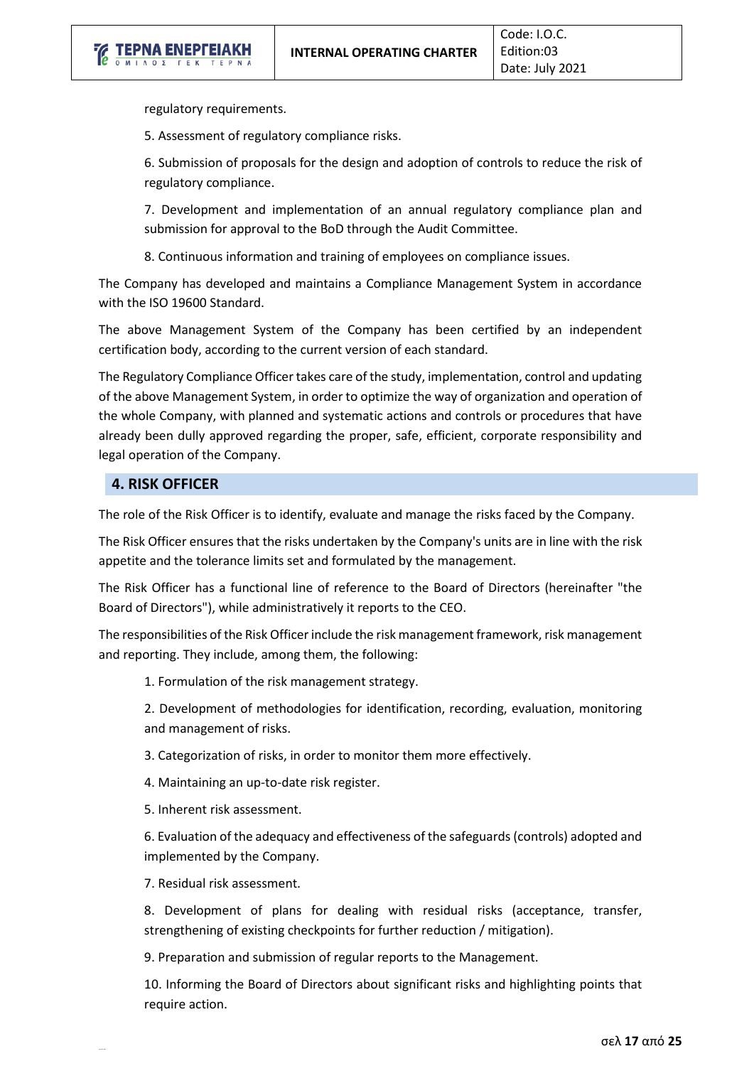regulatory requirements.

5. Assessment of regulatory compliance risks.

6. Submission of proposals for the design and adoption of controls to reduce the risk of regulatory compliance.

7. Development and implementation of an annual regulatory compliance plan and submission for approval to the BoD through the Audit Committee.

8. Continuous information and training of employees on compliance issues.

The Company has developed and maintains a Compliance Management System in accordance with the ISO 19600 Standard.

The above Management System of the Company has been certified by an independent certification body, according to the current version of each standard.

The Regulatory Compliance Officer takes care of the study, implementation, control and updating of the above Management System, in order to optimize the way of organization and operation of the whole Company, with planned and systematic actions and controls or procedures that have already been dully approved regarding the proper, safe, efficient, corporate responsibility and legal operation of the Company.

## 4. RISK OFFICER

The role of the Risk Officer is to identify, evaluate and manage the risks faced by the Company.

The Risk Officer ensures that the risks undertaken by the Company's units are in line with the risk appetite and the tolerance limits set and formulated by the management.

The Risk Officer has a functional line of reference to the Board of Directors (hereinafter "the Board of Directors"), while administratively it reports to the CEO.

The responsibilities of the Risk Officer include the risk management framework, risk management and reporting. They include, among them, the following:

1. Formulation of the risk management strategy.

2. Development of methodologies for identification, recording, evaluation, monitoring and management of risks.

3. Categorization of risks, in order to monitor them more effectively.

4. Maintaining an up-to-date risk register.

5. Inherent risk assessment.

6. Evaluation of the adequacy and effectiveness of the safeguards (controls) adopted and implemented by the Company.

7. Residual risk assessment.

8. Development of plans for dealing with residual risks (acceptance, transfer, strengthening of existing checkpoints for further reduction / mitigation).

9. Preparation and submission of regular reports to the Management.

10. Informing the Board of Directors about significant risks and highlighting points that require action.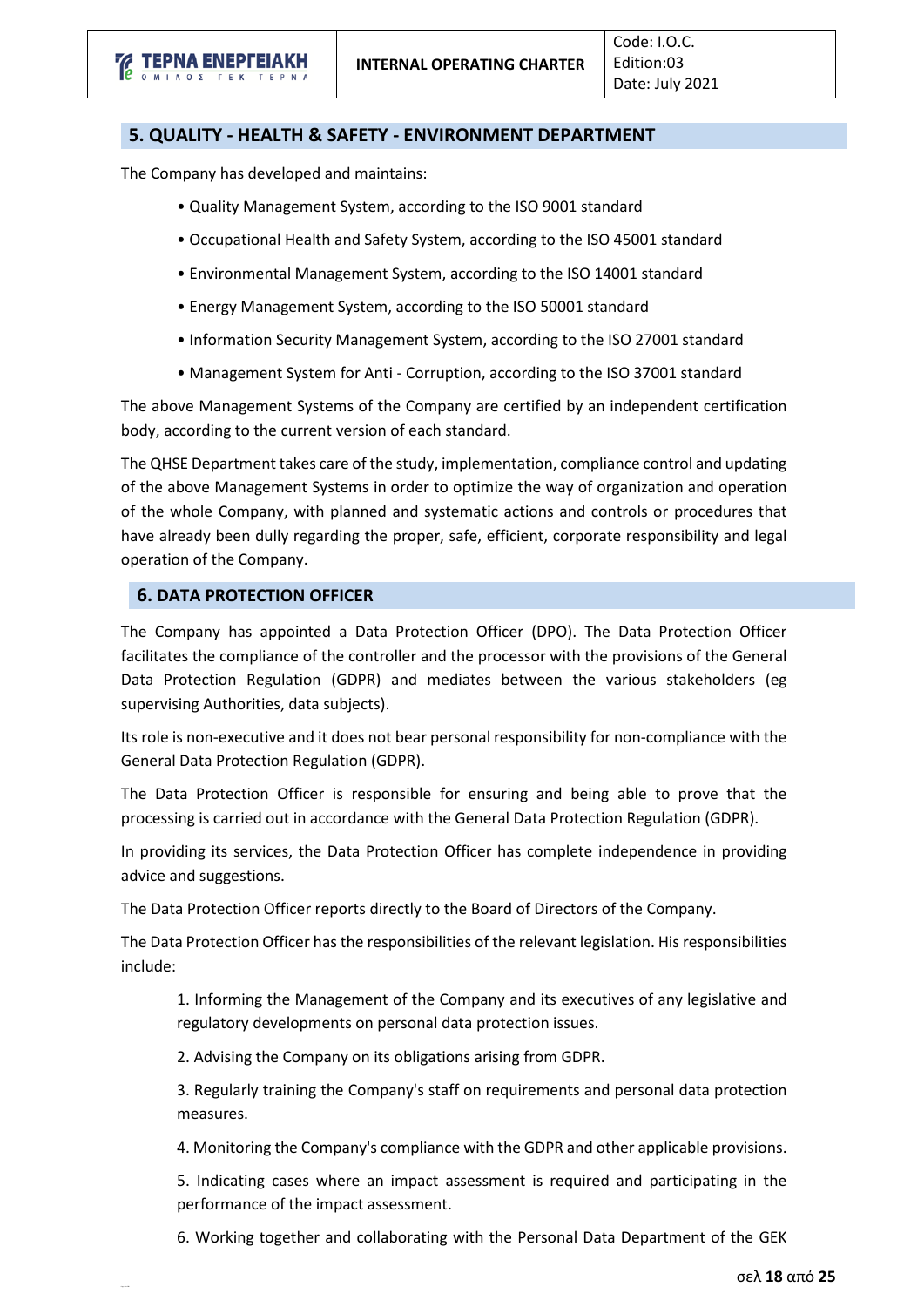## 5. QUALITY - HEALTH & SAFETY - ENVIRONMENT DEPARTMENT

The Company has developed and maintains:

- Quality Management System, according to the ISO 9001 standard
- Occupational Health and Safety System, according to the ISO 45001 standard
- Environmental Management System, according to the ISO 14001 standard
- Energy Management System, according to the ISO 50001 standard
- Information Security Management System, according to the ISO 27001 standard
- Management System for Anti - Corruption, according to the ISO 37001 standard

The above Management Systems of the Company are certified by an independent certification body, according to the current version of each standard.

The QHSE Department takes care of the study, implementation, compliance control and updating of the above Management Systems in order to optimize the way of organization and operation of the whole Company, with planned and systematic actions and controls or procedures that have already been dully regarding the proper, safe, efficient, corporate responsibility and legal operation of the Company.

## 6. DATA PROTECTION OFFICER

The Company has appointed a Data Protection Officer (DPO). The Data Protection Officer facilitates the compliance of the controller and the processor with the provisions of the General Data Protection Regulation (GDPR) and mediates between the various stakeholders (eg supervising Authorities, data subjects).

Its role is non-executive and it does not bear personal responsibility for non-compliance with the General Data Protection Regulation (GDPR).

The Data Protection Officer is responsible for ensuring and being able to prove that the processing is carried out in accordance with the General Data Protection Regulation (GDPR).

In providing its services, the Data Protection Officer has complete independence in providing advice and suggestions.

The Data Protection Officer reports directly to the Board of Directors of the Company.

The Data Protection Officer has the responsibilities of the relevant legislation. His responsibilities include:

1. Informing the Management of the Company and its executives of any legislative and regulatory developments on personal data protection issues.
2. Advising the Company on its obligations arising from GDPR.
3. Regularly training the Company's staff on requirements and personal data protection measures.
4. Monitoring the Company's compliance with the GDPR and other applicable provisions.
5. Indicating cases where an impact assessment is required and participating in the performance of the impact assessment.
6. Working together and collaborating with the Personal Data Department of the GEK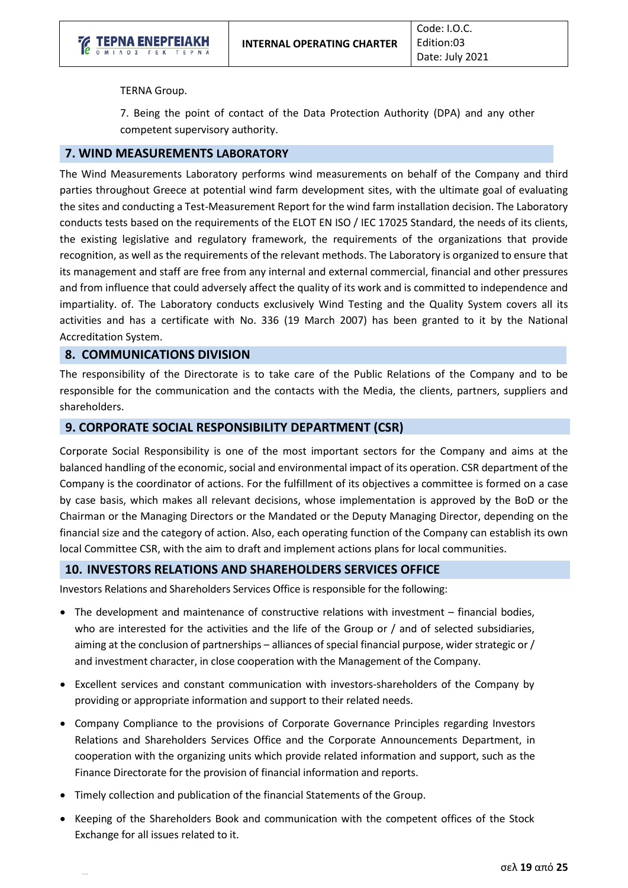TERNA Group.

7. Being the point of contact of the Data Protection Authority (DPA) and any other competent supervisory authority.

## 7. WIND MEASUREMENTS LABORATORY

The Wind Measurements Laboratory performs wind measurements on behalf of the Company and third parties throughout Greece at potential wind farm development sites, with the ultimate goal of evaluating the sites and conducting a Test-Measurement Report for the wind farm installation decision. The Laboratory conducts tests based on the requirements of the ELOT EN ISO / IEC 17025 Standard, the needs of its clients, the existing legislative and regulatory framework, the requirements of the organizations that provide recognition, as well as the requirements of the relevant methods. The Laboratory is organized to ensure that its management and staff are free from any internal and external commercial, financial and other pressures and from influence that could adversely affect the quality of its work and is committed to independence and impartiality. of. The Laboratory conducts exclusively Wind Testing and the Quality System covers all its activities and has a certificate with No. 336 (19 March 2007) has been granted to it by the National Accreditation System.

## 8. COMMUNICATIONS DIVISION

The responsibility of the Directorate is to take care of the Public Relations of the Company and to be responsible for the communication and the contacts with the Media, the clients, partners, suppliers and shareholders.

## 9. CORPORATE SOCIAL RESPONSIBILITY DEPARTMENT (CSR)

Corporate Social Responsibility is one of the most important sectors for the Company and aims at the balanced handling of the economic, social and environmental impact of its operation. CSR department of the Company is the coordinator of actions. For the fulfillment of its objectives a committee is formed on a case by case basis, which makes all relevant decisions, whose implementation is approved by the BoD or the Chairman or the Managing Directors or the Mandated or the Deputy Managing Director, depending on the financial size and the category of action. Also, each operating function of the Company can establish its own local Committee CSR, with the aim to draft and implement actions plans for local communities.

## 10. INVESTORS RELATIONS AND SHAREHOLDERS SERVICES OFFICE

Investors Relations and Shareholders Services Office is responsible for the following:

- The development and maintenance of constructive relations with investment – financial bodies, who are interested for the activities and the life of the Group or / and of selected subsidiaries, aiming at the conclusion of partnerships – alliances of special financial purpose, wider strategic or / and investment character, in close cooperation with the Management of the Company.
- Excellent services and constant communication with investors-shareholders of the Company by providing or appropriate information and support to their related needs.
- Company Compliance to the provisions of Corporate Governance Principles regarding Investors Relations and Shareholders Services Office and the Corporate Announcements Department, in cooperation with the organizing units which provide related information and support, such as the Finance Directorate for the provision of financial information and reports.
- Timely collection and publication of the financial Statements of the Group.
- Keeping of the Shareholders Book and communication with the competent offices of the Stock Exchange for all issues related to it.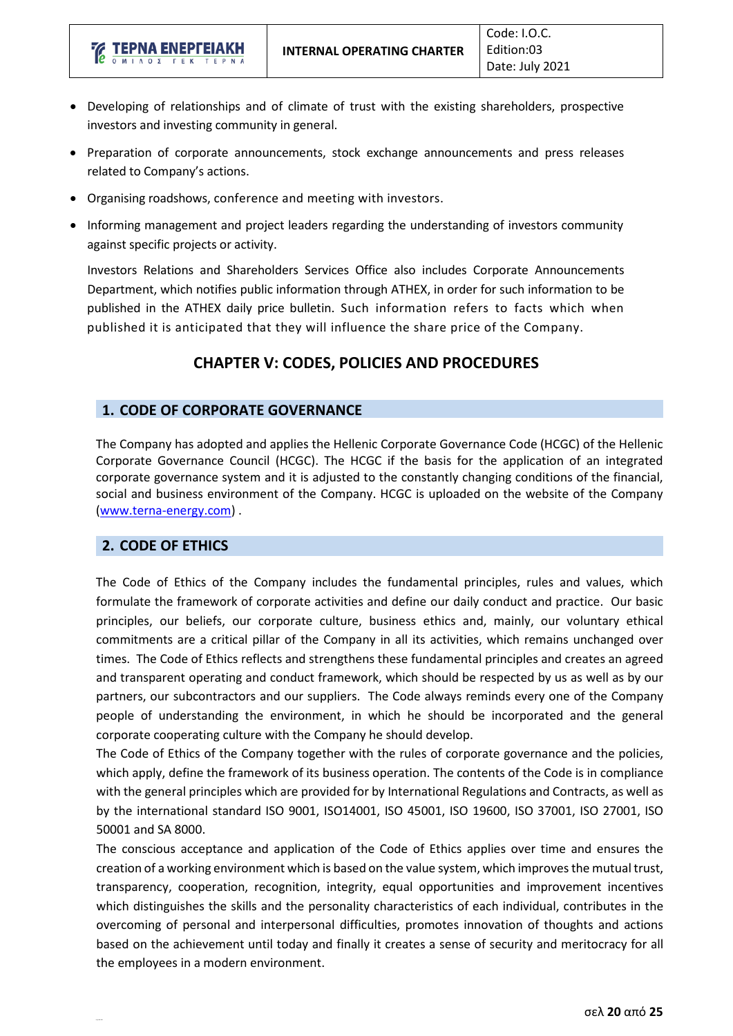- Developing of relationships and of climate of trust with the existing shareholders, prospective investors and investing community in general.
- Preparation of corporate announcements, stock exchange announcements and press releases related to Company's actions.
- Organising roadshows, conference and meeting with investors.
- Informing management and project leaders regarding the understanding of investors community against specific projects or activity.

  Investors Relations and Shareholders Services Office also includes Corporate Announcements Department, which notifies public information through ATHEX, in order for such information to be published in the ATHEX daily price bulletin. Such information refers to facts which when published it is anticipated that they will influence the share price of the Company.

## CHAPTER V: CODES, POLICIES AND PROCEDURES

### 1. CODE OF CORPORATE GOVERNANCE

The Company has adopted and applies the Hellenic Corporate Governance Code (HCGC) of the Hellenic Corporate Governance Council (HCGC). The HCGC if the basis for the application of an integrated corporate governance system and it is adjusted to the constantly changing conditions of the financial, social and business environment of the Company. HCGC is uploaded on the website of the Company (www.terna-energy.com) .

### 2. CODE OF ETHICS

The Code of Ethics of the Company includes the fundamental principles, rules and values, which formulate the framework of corporate activities and define our daily conduct and practice. Our basic principles, our beliefs, our corporate culture, business ethics and, mainly, our voluntary ethical commitments are a critical pillar of the Company in all its activities, which remains unchanged over times. The Code of Ethics reflects and strengthens these fundamental principles and creates an agreed and transparent operating and conduct framework, which should be respected by us as well as by our partners, our subcontractors and our suppliers. The Code always reminds every one of the Company people of understanding the environment, in which he should be incorporated and the general corporate cooperating culture with the Company he should develop.

The Code of Ethics of the Company together with the rules of corporate governance and the policies, which apply, define the framework of its business operation. The contents of the Code is in compliance with the general principles which are provided for by International Regulations and Contracts, as well as by the international standard ISO 9001, ISO14001, ISO 45001, ISO 19600, ISO 37001, ISO 27001, ISO 50001 and SA 8000.

The conscious acceptance and application of the Code of Ethics applies over time and ensures the creation of a working environment which is based on the value system, which improves the mutual trust, transparency, cooperation, recognition, integrity, equal opportunities and improvement incentives which distinguishes the skills and the personality characteristics of each individual, contributes in the overcoming of personal and interpersonal difficulties, promotes innovation of thoughts and actions based on the achievement until today and finally it creates a sense of security and meritocracy for all the employees in a modern environment.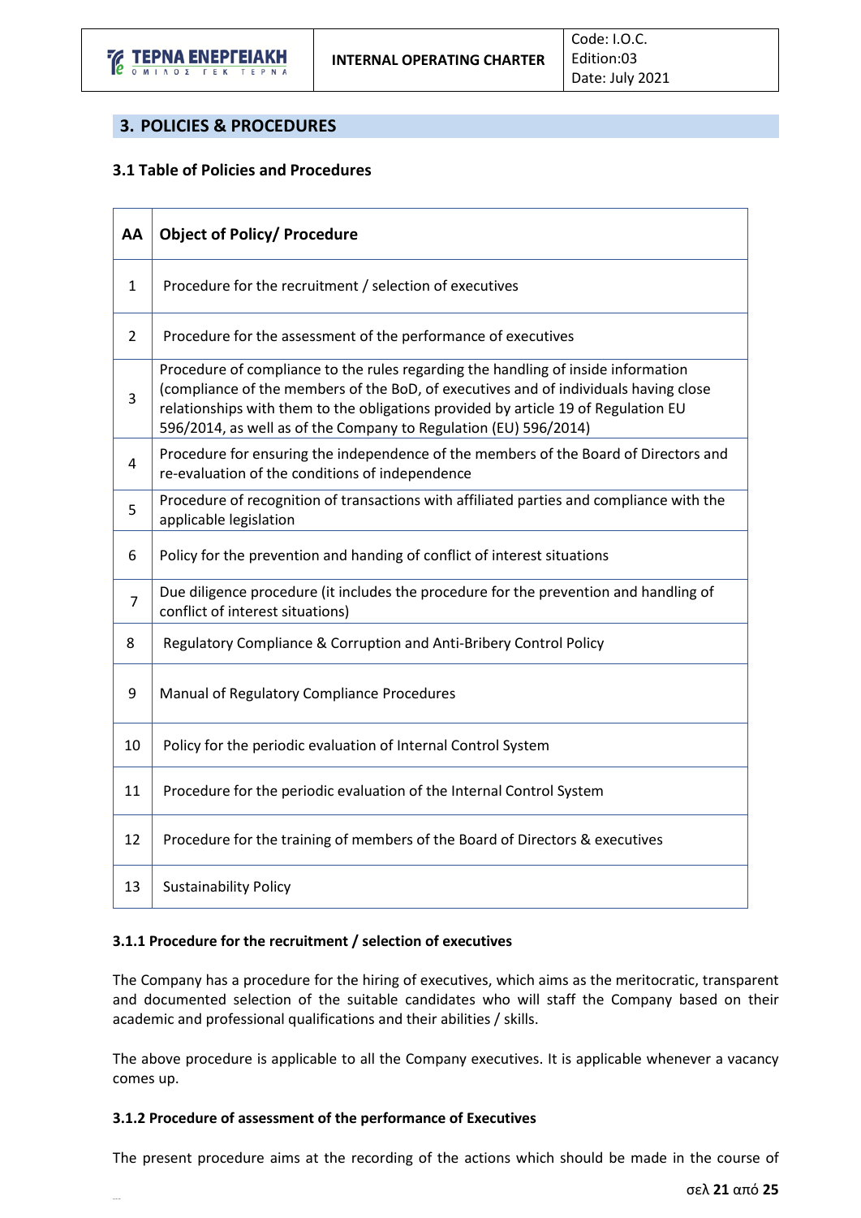## 3. POLICIES & PROCEDURES

### 3.1 Table of Policies and Procedures

| AA | Object of Policy/ Procedure |
|---|---|
| 1 | Procedure for the recruitment / selection of executives |
| 2 | Procedure for the assessment of the performance of executives |
| 3 | Procedure of compliance to the rules regarding the handling of inside information (compliance of the members of the BoD, of executives and of individuals having close relationships with them to the obligations provided by article 19 of Regulation EU 596/2014, as well as of the Company to Regulation (EU) 596/2014) |
| 4 | Procedure for ensuring the independence of the members of the Board of Directors and re-evaluation of the conditions of independence |
| 5 | Procedure of recognition of transactions with affiliated parties and compliance with the applicable legislation |
| 6 | Policy for the prevention and handing of conflict of interest situations |
| 7 | Due diligence procedure (it includes the procedure for the prevention and handling of conflict of interest situations) |
| 8 | Regulatory Compliance & Corruption and Anti-Bribery Control Policy |
| 9 | Manual of Regulatory Compliance Procedures |
| 10 | Policy for the periodic evaluation of Internal Control System |
| 11 | Procedure for the periodic evaluation of the Internal Control System |
| 12 | Procedure for the training of members of the Board of Directors & executives |
| 13 | Sustainability Policy |

#### 3.1.1 Procedure for the recruitment / selection of executives

The Company has a procedure for the hiring of executives, which aims as the meritocratic, transparent and documented selection of the suitable candidates who will staff the Company based on their academic and professional qualifications and their abilities / skills.

The above procedure is applicable to all the Company executives. It is applicable whenever a vacancy comes up.

#### 3.1.2 Procedure of assessment of the performance of Executives

The present procedure aims at the recording of the actions which should be made in the course of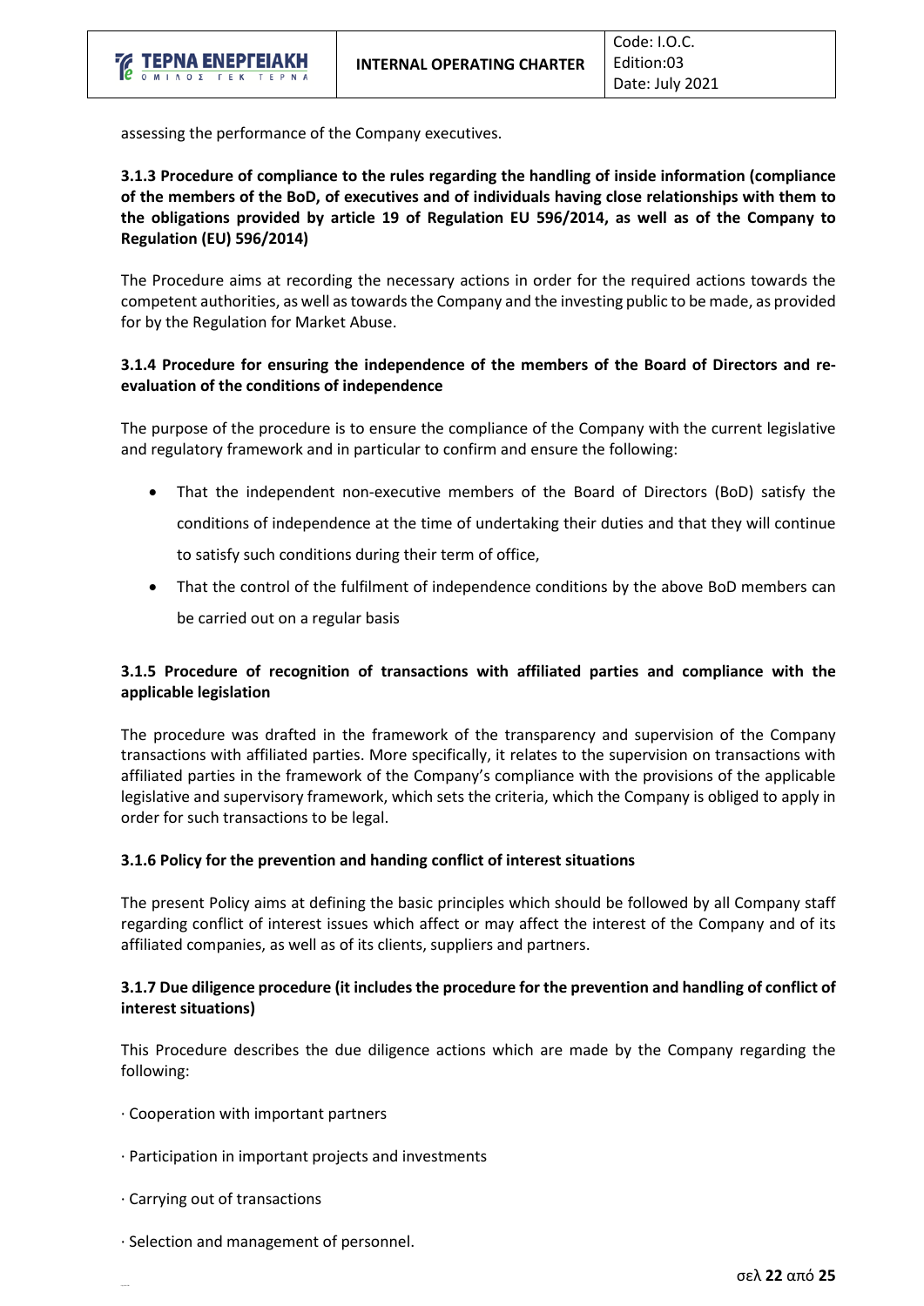assessing the performance of the Company executives.

### 3.1.3 Procedure of compliance to the rules regarding the handling of inside information (compliance of the members of the BoD, of executives and of individuals having close relationships with them to the obligations provided by article 19 of Regulation EU 596/2014, as well as of the Company to Regulation (EU) 596/2014)

The Procedure aims at recording the necessary actions in order for the required actions towards the competent authorities, as well as towards the Company and the investing public to be made, as provided for by the Regulation for Market Abuse.

### 3.1.4 Procedure for ensuring the independence of the members of the Board of Directors and re-evaluation of the conditions of independence

The purpose of the procedure is to ensure the compliance of the Company with the current legislative and regulatory framework and in particular to confirm and ensure the following:

- That the independent non-executive members of the Board of Directors (BoD) satisfy the conditions of independence at the time of undertaking their duties and that they will continue to satisfy such conditions during their term of office,
- That the control of the fulfilment of independence conditions by the above BoD members can be carried out on a regular basis

### 3.1.5 Procedure of recognition of transactions with affiliated parties and compliance with the applicable legislation

The procedure was drafted in the framework of the transparency and supervision of the Company transactions with affiliated parties. More specifically, it relates to the supervision on transactions with affiliated parties in the framework of the Company's compliance with the provisions of the applicable legislative and supervisory framework, which sets the criteria, which the Company is obliged to apply in order for such transactions to be legal.

### 3.1.6 Policy for the prevention and handing conflict of interest situations

The present Policy aims at defining the basic principles which should be followed by all Company staff regarding conflict of interest issues which affect or may affect the interest of the Company and of its affiliated companies, as well as of its clients, suppliers and partners.

### 3.1.7 Due diligence procedure (it includes the procedure for the prevention and handling of conflict of interest situations)

This Procedure describes the due diligence actions which are made by the Company regarding the following:

· Cooperation with important partners

· Participation in important projects and investments

· Carrying out of transactions

· Selection and management of personnel.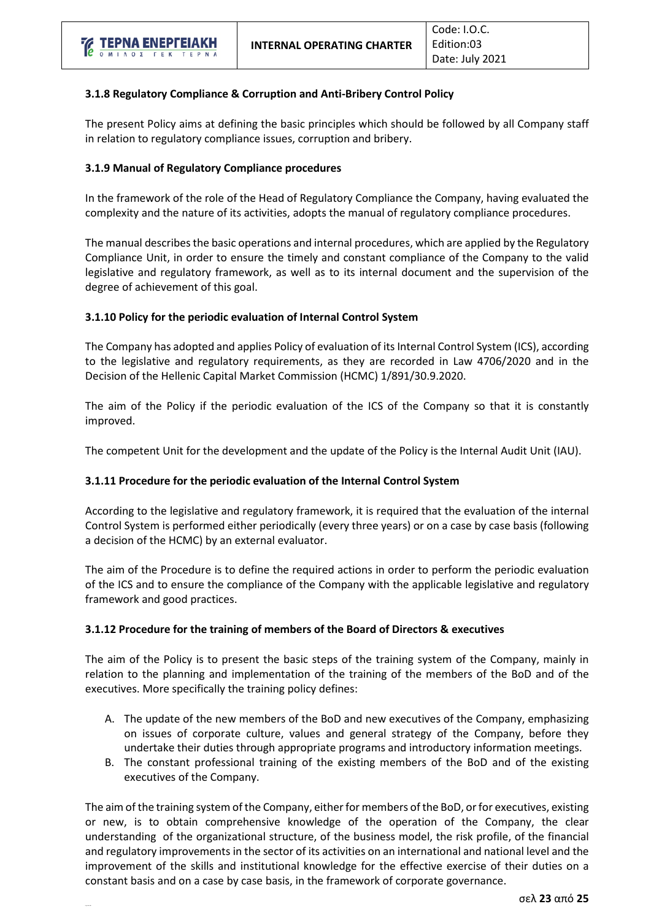### 3.1.8 Regulatory Compliance & Corruption and Anti-Bribery Control Policy

The present Policy aims at defining the basic principles which should be followed by all Company staff in relation to regulatory compliance issues, corruption and bribery.

### 3.1.9 Manual of Regulatory Compliance procedures

In the framework of the role of the Head of Regulatory Compliance the Company, having evaluated the complexity and the nature of its activities, adopts the manual of regulatory compliance procedures.

The manual describes the basic operations and internal procedures, which are applied by the Regulatory Compliance Unit, in order to ensure the timely and constant compliance of the Company to the valid legislative and regulatory framework, as well as to its internal document and the supervision of the degree of achievement of this goal.

### 3.1.10 Policy for the periodic evaluation of Internal Control System

The Company has adopted and applies Policy of evaluation of its Internal Control System (ICS), according to the legislative and regulatory requirements, as they are recorded in Law 4706/2020 and in the Decision of the Hellenic Capital Market Commission (HCMC) 1/891/30.9.2020.

The aim of the Policy if the periodic evaluation of the ICS of the Company so that it is constantly improved.

The competent Unit for the development and the update of the Policy is the Internal Audit Unit (IAU).

### 3.1.11 Procedure for the periodic evaluation of the Internal Control System

According to the legislative and regulatory framework, it is required that the evaluation of the internal Control System is performed either periodically (every three years) or on a case by case basis (following a decision of the HCMC) by an external evaluator.

The aim of the Procedure is to define the required actions in order to perform the periodic evaluation of the ICS and to ensure the compliance of the Company with the applicable legislative and regulatory framework and good practices.

### 3.1.12 Procedure for the training of members of the Board of Directors & executives

The aim of the Policy is to present the basic steps of the training system of the Company, mainly in relation to the planning and implementation of the training of the members of the BoD and of the executives. More specifically the training policy defines:

A. The update of the new members of the BoD and new executives of the Company, emphasizing on issues of corporate culture, values and general strategy of the Company, before they undertake their duties through appropriate programs and introductory information meetings.
B. The constant professional training of the existing members of the BoD and of the existing executives of the Company.

The aim of the training system of the Company, either for members of the BoD, or for executives, existing or new, is to obtain comprehensive knowledge of the operation of the Company, the clear understanding of the organizational structure, of the business model, the risk profile, of the financial and regulatory improvements in the sector of its activities on an international and national level and the improvement of the skills and institutional knowledge for the effective exercise of their duties on a constant basis and on a case by case basis, in the framework of corporate governance.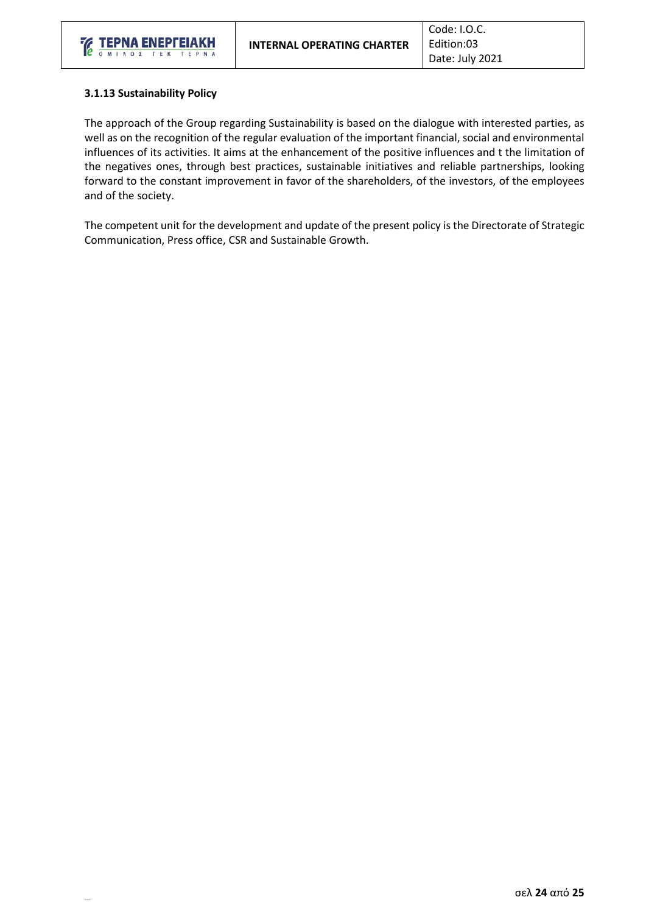### 3.1.13 Sustainability Policy

The approach of the Group regarding Sustainability is based on the dialogue with interested parties, as well as on the recognition of the regular evaluation of the important financial, social and environmental influences of its activities. It aims at the enhancement of the positive influences and t the limitation of the negatives ones, through best practices, sustainable initiatives and reliable partnerships, looking forward to the constant improvement in favor of the shareholders, of the investors, of the employees and of the society.

The competent unit for the development and update of the present policy is the Directorate of Strategic Communication, Press office, CSR and Sustainable Growth.